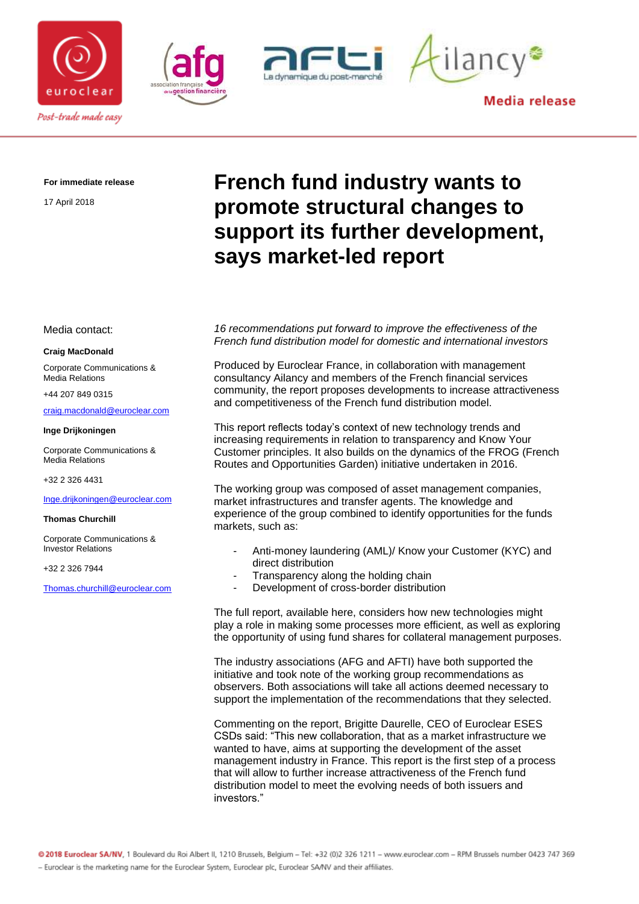Media release

**For immediate release**

17 April 2018

# French fund industry wants to promote structural changes to support its further development, says market-led report

Media contact:

**Craig MacDonald**

Corporate Communications & Media Relations

+44 207 849 0315

craig.macdonald@euroclear.com

**Inge Drijkoningen**

Corporate Communications & Media Relations

+32 2 326 4431

Inge.drijkoningen@euroclear.com

**Thomas Churchill**

Corporate Communications & Investor Relations

+32 2 326 7944

Thomas.churchill@euroclear.com

*16 recommendations put forward to improve the effectiveness of the French fund distribution model for domestic and international investors*

Produced by Euroclear France, in collaboration with management consultancy Ailancy and members of the French financial services community, the report proposes developments to increase attractiveness and competitiveness of the French fund distribution model.

This report reflects today's context of new technology trends and increasing requirements in relation to transparency and Know Your Customer principles. It also builds on the dynamics of the FROG (French Routes and Opportunities Garden) initiative undertaken in 2016.

The working group was composed of asset management companies, market infrastructures and transfer agents. The knowledge and experience of the group combined to identify opportunities for the funds markets, such as:

- Anti-money laundering (AML)/ Know your Customer (KYC) and direct distribution
- Transparency along the holding chain
- Development of cross-border distribution

The full report, available here, considers how new technologies might play a role in making some processes more efficient, as well as exploring the opportunity of using fund shares for collateral management purposes.

The industry associations (AFG and AFTI) have both supported the initiative and took note of the working group recommendations as observers. Both associations will take all actions deemed necessary to support the implementation of the recommendations that they selected.

Commenting on the report, Brigitte Daurelle, CEO of Euroclear ESES CSDs said: "This new collaboration, that as a market infrastructure we wanted to have, aims at supporting the development of the asset management industry in France. This report is the first step of a process that will allow to further increase attractiveness of the French fund distribution model to meet the evolving needs of both issuers and investors."

© 2018 Euroclear SA/NV, 1 Boulevard du Roi Albert II, 1210 Brussels, Belgium – Tel: +32 (0)2 326 1211 – www.euroclear.com – RPM Brussels number 0423 747 369 – Euroclear is the marketing name for the Euroclear System, Euroclear plc, Euroclear SA/NV and their affiliates.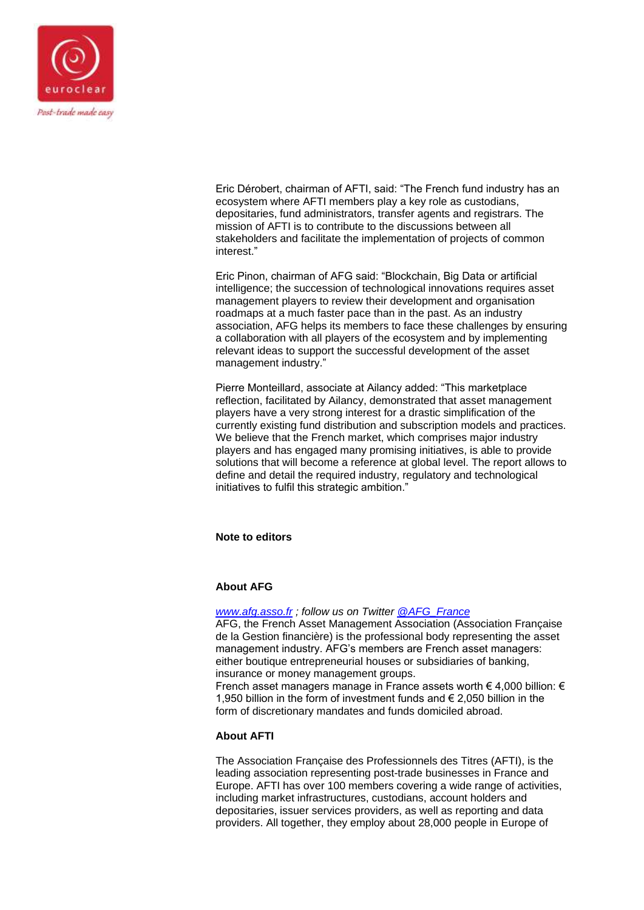Eric Dérobert, chairman of AFTI, said: “The French fund industry has an ecosystem where AFTI members play a key role as custodians, depositaries, fund administrators, transfer agents and registrars. The mission of AFTI is to contribute to the discussions between all stakeholders and facilitate the implementation of projects of common interest.”

Eric Pinon, chairman of AFG said: “Blockchain, Big Data or artificial intelligence; the succession of technological innovations requires asset management players to review their development and organisation roadmaps at a much faster pace than in the past. As an industry association, AFG helps its members to face these challenges by ensuring a collaboration with all players of the ecosystem and by implementing relevant ideas to support the successful development of the asset management industry.”

Pierre Monteillard, associate at Ailancy added: “This marketplace reflection, facilitated by Ailancy, demonstrated that asset management players have a very strong interest for a drastic simplification of the currently existing fund distribution and subscription models and practices. We believe that the French market, which comprises major industry players and has engaged many promising initiatives, is able to provide solutions that will become a reference at global level. The report allows to define and detail the required industry, regulatory and technological initiatives to fulfil this strategic ambition.”

**Note to editors**

**About AFG**

*www.afg.asso.fr ; follow us on Twitter @AFG_France*
AFG, the French Asset Management Association (Association Française de la Gestion financière) is the professional body representing the asset management industry. AFG’s members are French asset managers: either boutique entrepreneurial houses or subsidiaries of banking, insurance or money management groups.
French asset managers manage in France assets worth € 4,000 billion: € 1,950 billion in the form of investment funds and € 2,050 billion in the form of discretionary mandates and funds domiciled abroad.

**About AFTI**

The Association Française des Professionnels des Titres (AFTI), is the leading association representing post-trade businesses in France and Europe. AFTI has over 100 members covering a wide range of activities, including market infrastructures, custodians, account holders and depositaries, issuer services providers, as well as reporting and data providers. All together, they employ about 28,000 people in Europe of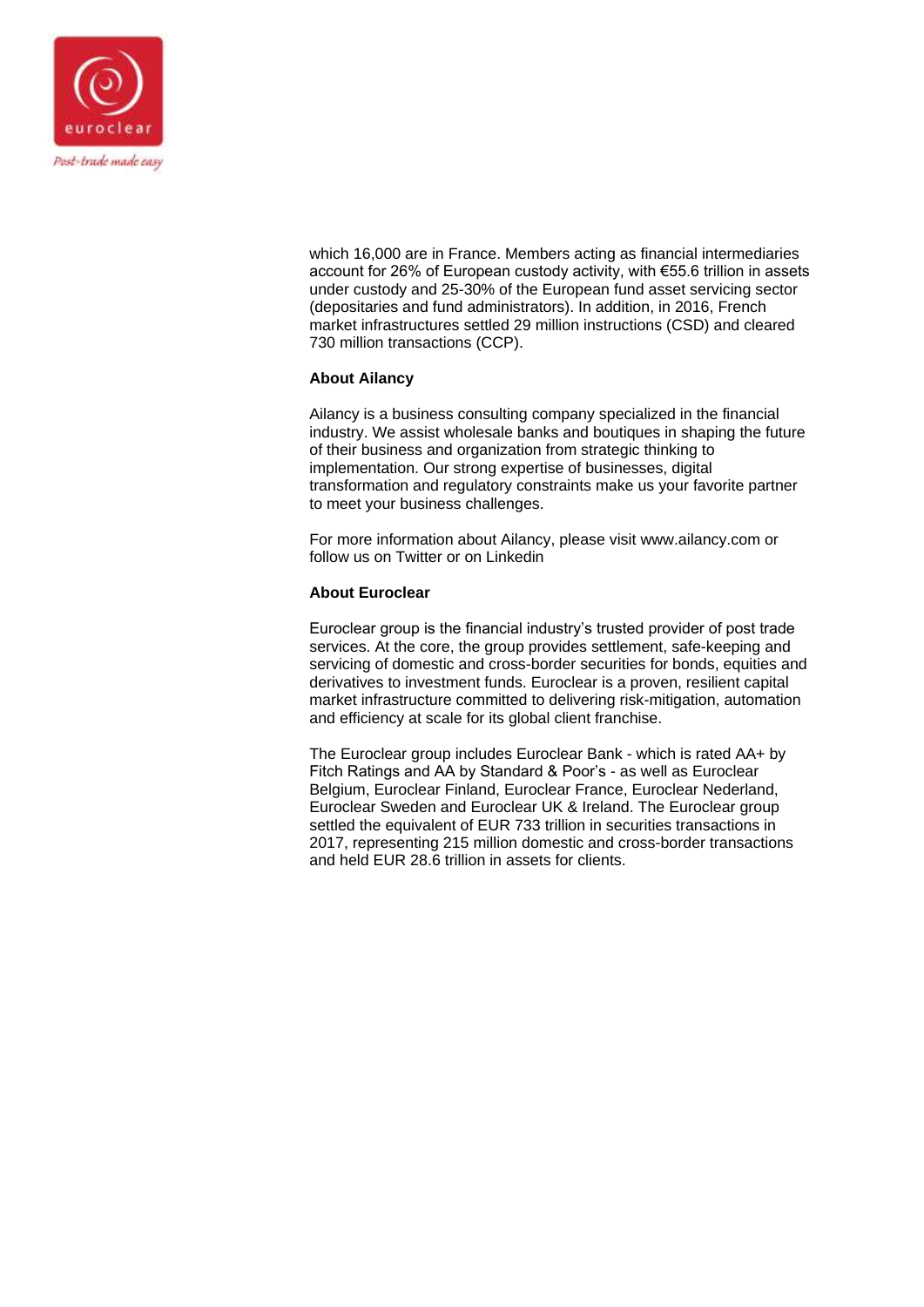which 16,000 are in France. Members acting as financial intermediaries account for 26% of European custody activity, with €55.6 trillion in assets under custody and 25-30% of the European fund asset servicing sector (depositaries and fund administrators). In addition, in 2016, French market infrastructures settled 29 million instructions (CSD) and cleared 730 million transactions (CCP).

**About Ailancy**

Ailancy is a business consulting company specialized in the financial industry. We assist wholesale banks and boutiques in shaping the future of their business and organization from strategic thinking to implementation. Our strong expertise of businesses, digital transformation and regulatory constraints make us your favorite partner to meet your business challenges.

For more information about Ailancy, please visit www.ailancy.com or follow us on Twitter or on Linkedin

**About Euroclear**

Euroclear group is the financial industry's trusted provider of post trade services. At the core, the group provides settlement, safe-keeping and servicing of domestic and cross-border securities for bonds, equities and derivatives to investment funds. Euroclear is a proven, resilient capital market infrastructure committed to delivering risk-mitigation, automation and efficiency at scale for its global client franchise.

The Euroclear group includes Euroclear Bank - which is rated AA+ by Fitch Ratings and AA by Standard & Poor's - as well as Euroclear Belgium, Euroclear Finland, Euroclear France, Euroclear Nederland, Euroclear Sweden and Euroclear UK & Ireland. The Euroclear group settled the equivalent of EUR 733 trillion in securities transactions in 2017, representing 215 million domestic and cross-border transactions and held EUR 28.6 trillion in assets for clients.